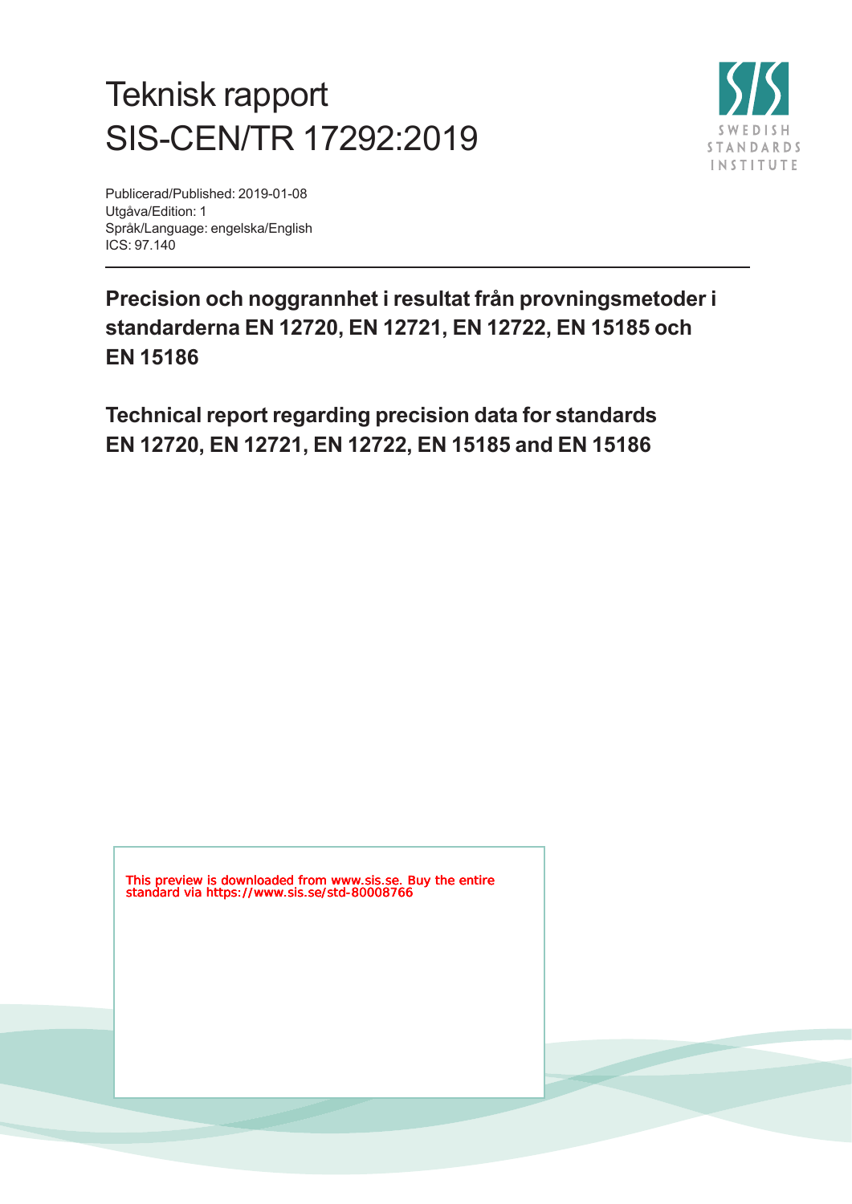# Teknisk rapport
# SIS-CEN/TR 17292:2019

Publicerad/Published: 2019-01-08
Utgåva/Edition: 1
Språk/Language: engelska/English
ICS: 97.140

---

**Precision och noggrannhet i resultat från provningsmetoder i standarderna EN 12720, EN 12721, EN 12722, EN 15185 och EN 15186**

**Technical report regarding precision data for standards EN 12720, EN 12721, EN 12722, EN 15185 and EN 15186**

This preview is downloaded from www.sis.se. Buy the entire standard via https://www.sis.se/std-80008766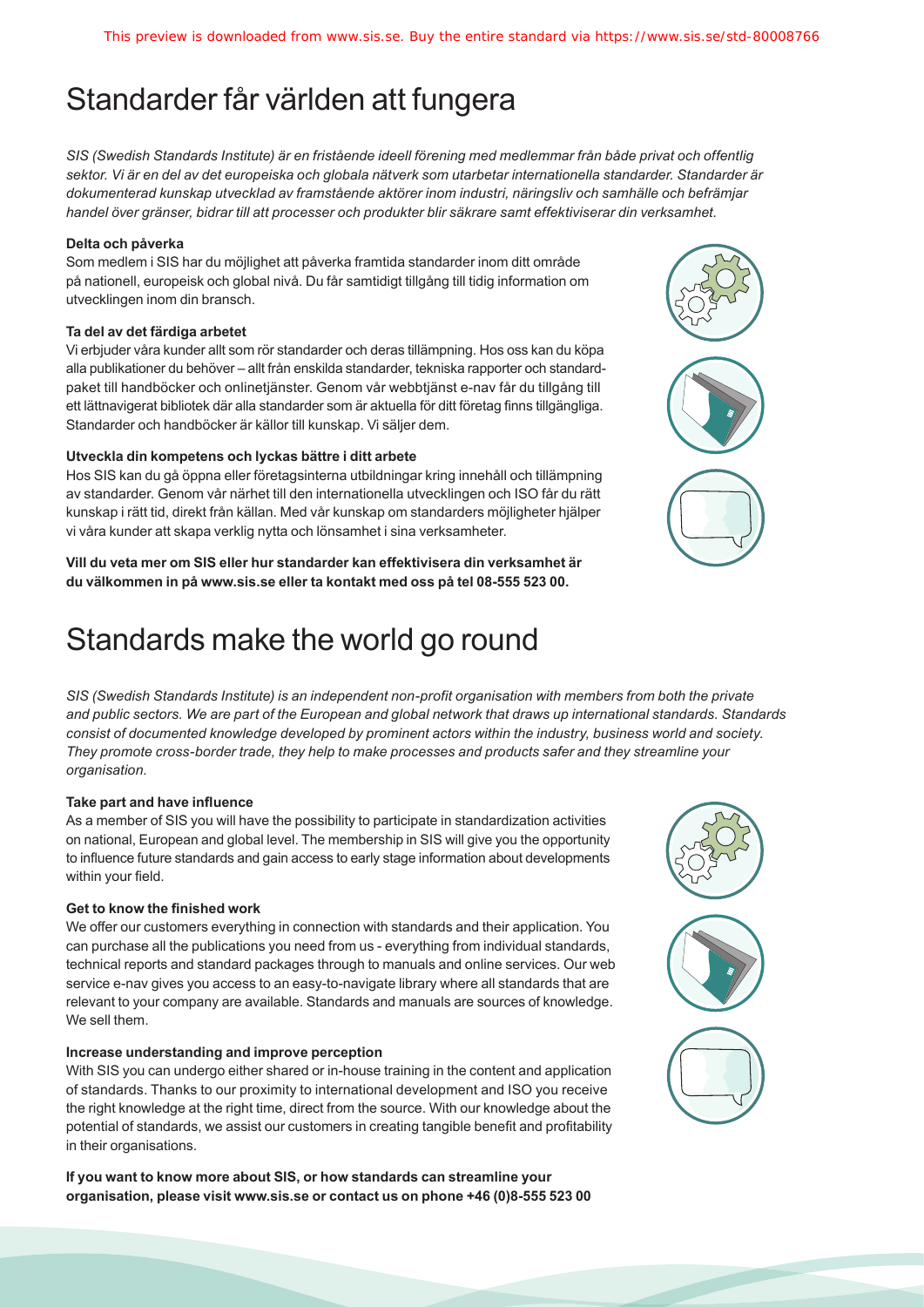# Standarder får världen att fungera

*SIS (Swedish Standards Institute) är en fristående ideell förening med medlemmar från både privat och offentlig sektor. Vi är en del av det europeiska och globala nätverk som utarbetar internationella standarder. Standarder är dokumenterad kunskap utvecklad av framstående aktörer inom industri, näringsliv och samhälle och befrämjar handel över gränser, bidrar till att processer och produkter blir säkrare samt effektiviserar din verksamhet.*

**Delta och påverka**

Som medlem i SIS har du möjlighet att påverka framtida standarder inom ditt område på nationell, europeisk och global nivå. Du får samtidigt tillgång till tidig information om utvecklingen inom din bransch.

**Ta del av det färdiga arbetet**

Vi erbjuder våra kunder allt som rör standarder och deras tillämpning. Hos oss kan du köpa alla publikationer du behöver – allt från enskilda standarder, tekniska rapporter och standardpaket till handböcker och onlinetjänster. Genom vår webbtjänst e-nav får du tillgång till ett lättnavigerat bibliotek där alla standarder som är aktuella för ditt företag finns tillgängliga. Standarder och handböcker är källor till kunskap. Vi säljer dem.

**Utveckla din kompetens och lyckas bättre i ditt arbete**

Hos SIS kan du gå öppna eller företagsinterna utbildningar kring innehåll och tillämpning av standarder. Genom vår närhet till den internationella utvecklingen och ISO får du rätt kunskap i rätt tid, direkt från källan. Med vår kunskap om standarders möjligheter hjälper vi våra kunder att skapa verklig nytta och lönsamhet i sina verksamheter.

**Vill du veta mer om SIS eller hur standarder kan effektivisera din verksamhet är du välkommen in på www.sis.se eller ta kontakt med oss på tel 08-555 523 00.**

# Standards make the world go round

*SIS (Swedish Standards Institute) is an independent non-profit organisation with members from both the private and public sectors. We are part of the European and global network that draws up international standards. Standards consist of documented knowledge developed by prominent actors within the industry, business world and society. They promote cross-border trade, they help to make processes and products safer and they streamline your organisation.*

**Take part and have influence**

As a member of SIS you will have the possibility to participate in standardization activities on national, European and global level. The membership in SIS will give you the opportunity to influence future standards and gain access to early stage information about developments within your field.

**Get to know the finished work**

We offer our customers everything in connection with standards and their application. You can purchase all the publications you need from us - everything from individual standards, technical reports and standard packages through to manuals and online services. Our web service e-nav gives you access to an easy-to-navigate library where all standards that are relevant to your company are available. Standards and manuals are sources of knowledge. We sell them.

**Increase understanding and improve perception**

With SIS you can undergo either shared or in-house training in the content and application of standards. Thanks to our proximity to international development and ISO you receive the right knowledge at the right time, direct from the source. With our knowledge about the potential of standards, we assist our customers in creating tangible benefit and profitability in their organisations.

**If you want to know more about SIS, or how standards can streamline your organisation, please visit www.sis.se or contact us on phone +46 (0)8-555 523 00**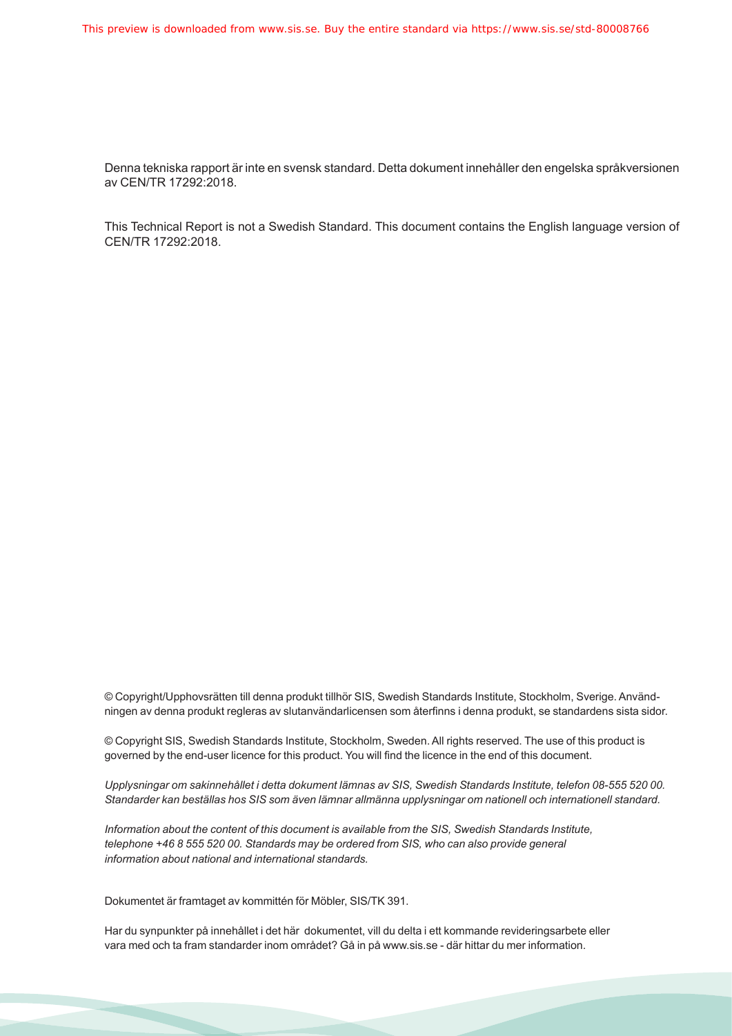Denna tekniska rapport är inte en svensk standard. Detta dokument innehåller den engelska språkversionen av CEN/TR 17292:2018.

This Technical Report is not a Swedish Standard. This document contains the English language version of CEN/TR 17292:2018.

© Copyright/Upphovsrätten till denna produkt tillhör SIS, Swedish Standards Institute, Stockholm, Sverige. Användningen av denna produkt regleras av slutanvändarlicensen som återfinns i denna produkt, se standardens sista sidor.

© Copyright SIS, Swedish Standards Institute, Stockholm, Sweden. All rights reserved. The use of this product is governed by the end-user licence for this product. You will find the licence in the end of this document.

*Upplysningar om sakinnehållet i detta dokument lämnas av SIS, Swedish Standards Institute, telefon 08-555 520 00. Standarder kan beställas hos SIS som även lämnar allmänna upplysningar om nationell och internationell standard.*

*Information about the content of this document is available from the SIS, Swedish Standards Institute, telephone +46 8 555 520 00. Standards may be ordered from SIS, who can also provide general information about national and international standards.*

Dokumentet är framtaget av kommittén för Möbler, SIS/TK 391.

Har du synpunkter på innehållet i det här dokumentet, vill du delta i ett kommande revideringsarbete eller vara med och ta fram standarder inom området? Gå in på www.sis.se - där hittar du mer information.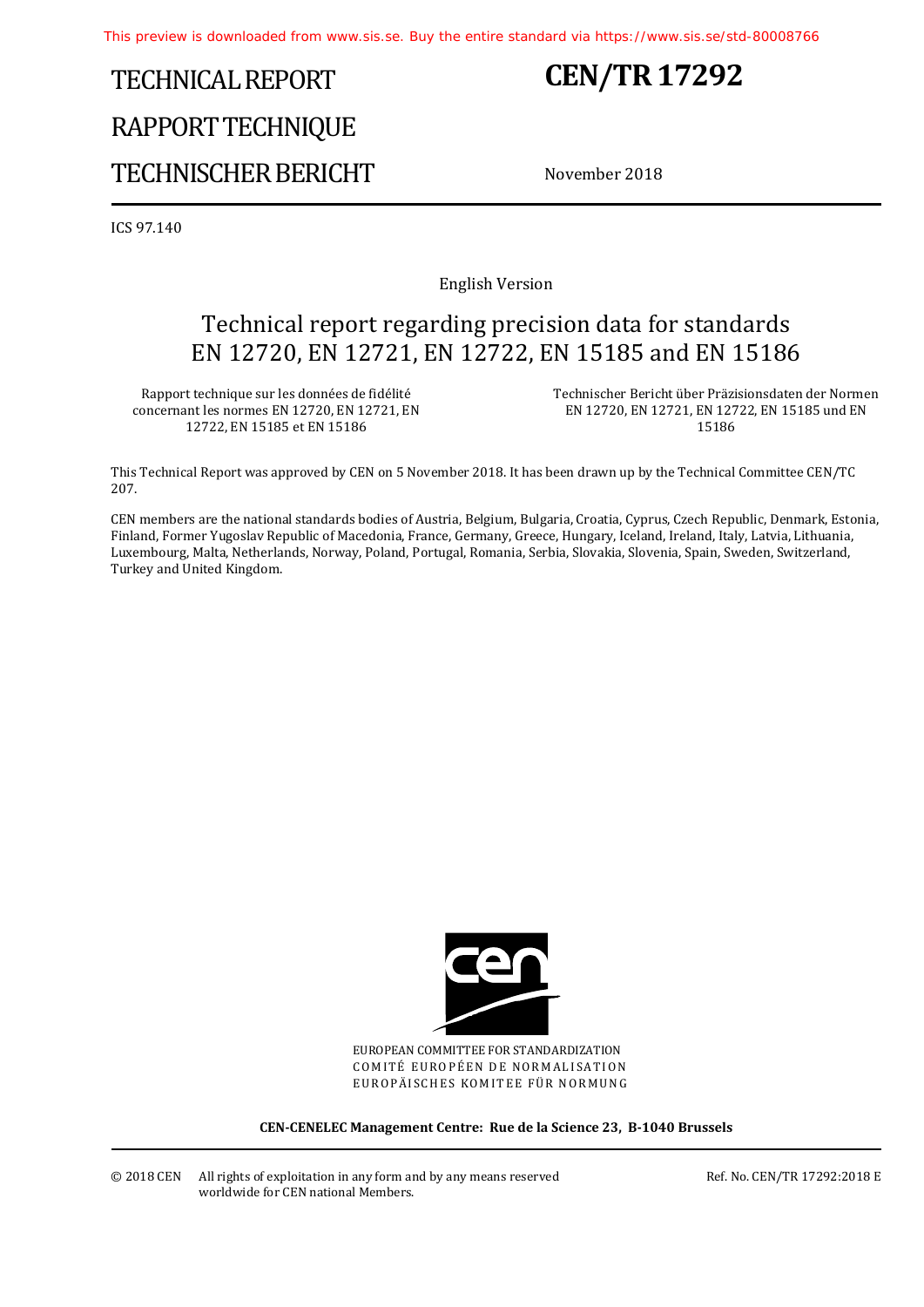# TECHNICAL REPORT

# RAPPORT TECHNIQUE

# TECHNISCHER BERICHT

# CEN/TR 17292

November 2018

ICS 97.140

English Version

## Technical report regarding precision data for standards EN 12720, EN 12721, EN 12722, EN 15185 and EN 15186

Rapport technique sur les données de fidélité concernant les normes EN 12720, EN 12721, EN 12722, EN 15185 et EN 15186

Technischer Bericht über Präzisionsdaten der Normen EN 12720, EN 12721, EN 12722, EN 15185 und EN 15186

This Technical Report was approved by CEN on 5 November 2018. It has been drawn up by the Technical Committee CEN/TC 207.

CEN members are the national standards bodies of Austria, Belgium, Bulgaria, Croatia, Cyprus, Czech Republic, Denmark, Estonia, Finland, Former Yugoslav Republic of Macedonia, France, Germany, Greece, Hungary, Iceland, Ireland, Italy, Latvia, Lithuania, Luxembourg, Malta, Netherlands, Norway, Poland, Portugal, Romania, Serbia, Slovakia, Slovenia, Spain, Sweden, Switzerland, Turkey and United Kingdom.

EUROPEAN COMMITTEE FOR STANDARDIZATION
COMITÉ EUROPÉEN DE NORMALISATION
EUROPÄISCHES KOMITEE FÜR NORMUNG

**CEN-CENELEC Management Centre: Rue de la Science 23, B-1040 Brussels**

© 2018 CEN All rights of exploitation in any form and by any means reserved worldwide for CEN national Members.

Ref. No. CEN/TR 17292:2018 E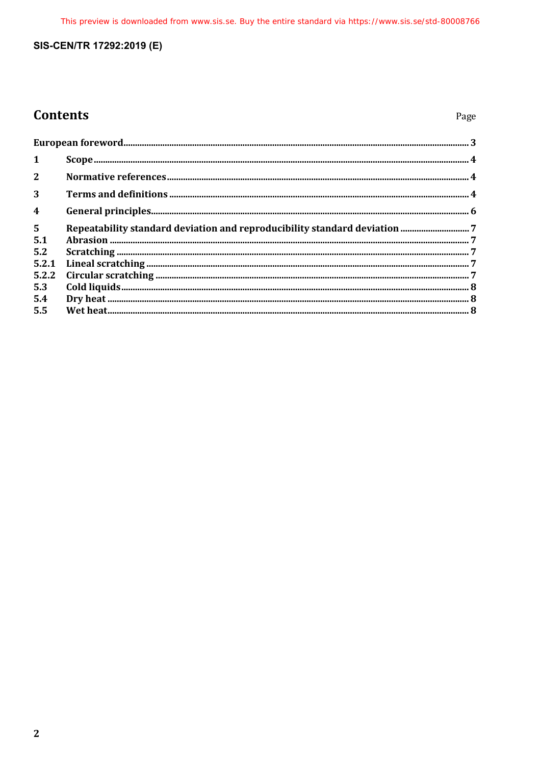# Contents

Page

European foreword ... 3

1 Scope ... 4

2 Normative references ... 4

3 Terms and definitions ... 4

4 General principles ... 6

5 Repeatability standard deviation and reproducibility standard deviation ... 7
5.1 Abrasion ... 7
5.2 Scratching ... 7
5.2.1 Lineal scratching ... 7
5.2.2 Circular scratching ... 7
5.3 Cold liquids ... 8
5.4 Dry heat ... 8
5.5 Wet heat ... 8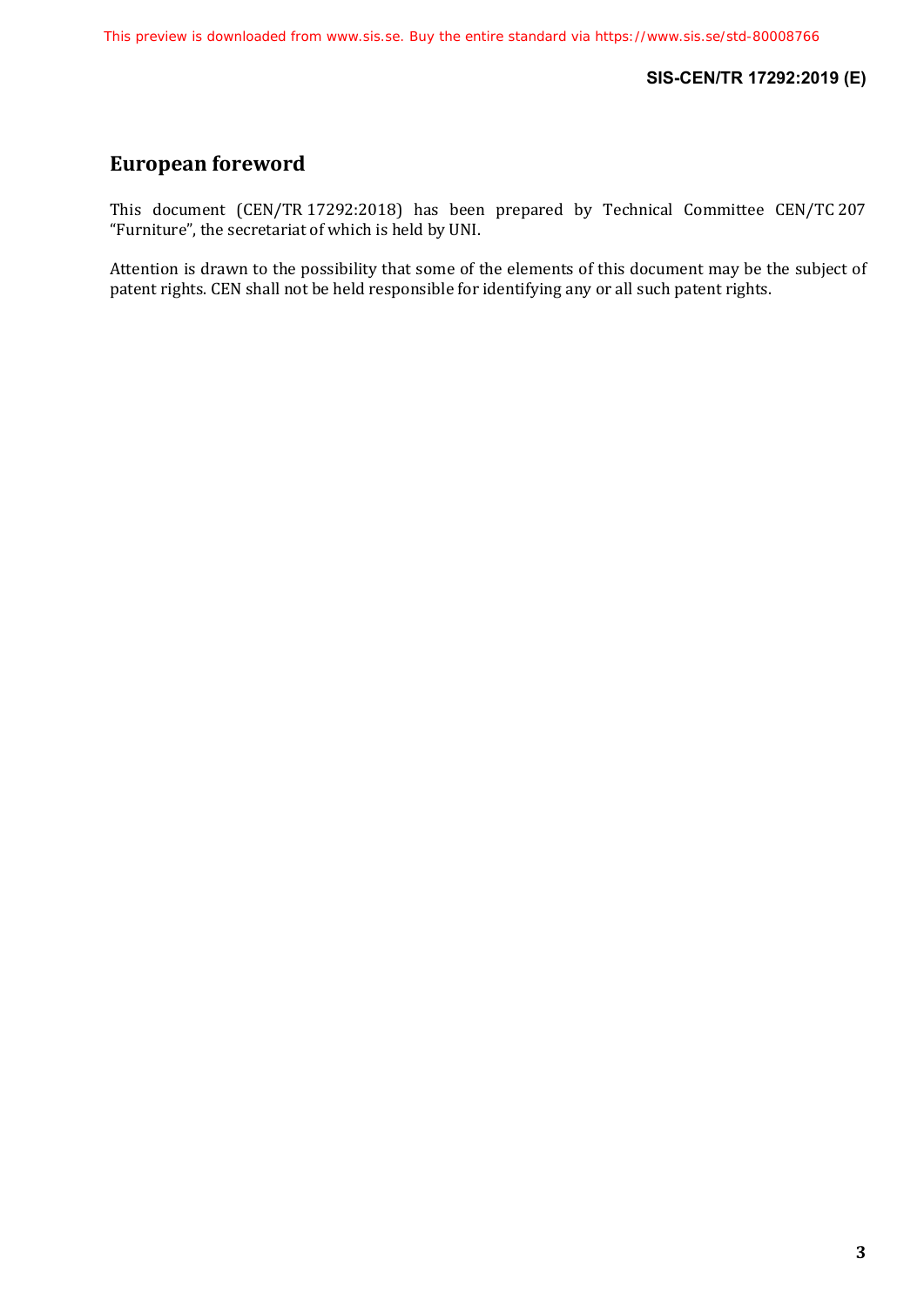## European foreword

This document (CEN/TR 17292:2018) has been prepared by Technical Committee CEN/TC 207 “Furniture”, the secretariat of which is held by UNI.

Attention is drawn to the possibility that some of the elements of this document may be the subject of patent rights. CEN shall not be held responsible for identifying any or all such patent rights.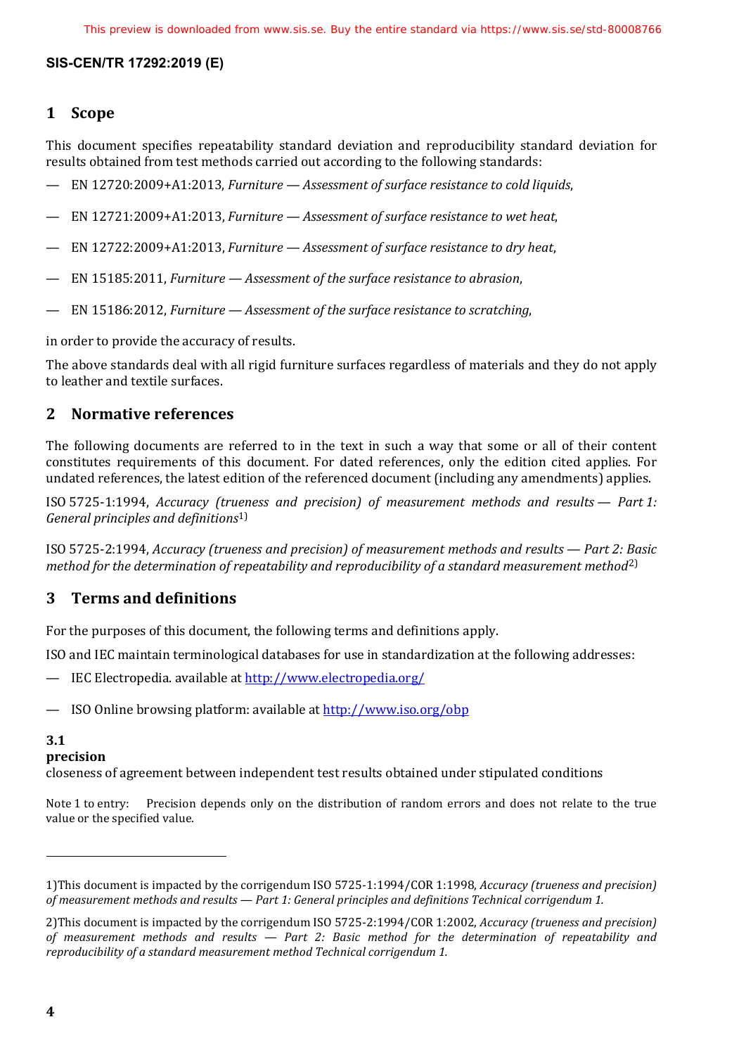## 1 Scope

This document specifies repeatability standard deviation and reproducibility standard deviation for results obtained from test methods carried out according to the following standards:

— EN 12720:2009+A1:2013, *Furniture — Assessment of surface resistance to cold liquids*,

— EN 12721:2009+A1:2013, *Furniture — Assessment of surface resistance to wet heat*,

— EN 12722:2009+A1:2013, *Furniture — Assessment of surface resistance to dry heat*,

— EN 15185:2011, *Furniture — Assessment of the surface resistance to abrasion*,

— EN 15186:2012, *Furniture — Assessment of the surface resistance to scratching*,

in order to provide the accuracy of results.

The above standards deal with all rigid furniture surfaces regardless of materials and they do not apply to leather and textile surfaces.

## 2 Normative references

The following documents are referred to in the text in such a way that some or all of their content constitutes requirements of this document. For dated references, only the edition cited applies. For undated references, the latest edition of the referenced document (including any amendments) applies.

ISO 5725-1:1994, *Accuracy (trueness and precision) of measurement methods and results — Part 1: General principles and definitions*[1)]

ISO 5725-2:1994, *Accuracy (trueness and precision) of measurement methods and results — Part 2: Basic method for the determination of repeatability and reproducibility of a standard measurement method*[2)]

## 3 Terms and definitions

For the purposes of this document, the following terms and definitions apply.

ISO and IEC maintain terminological databases for use in standardization at the following addresses:

— IEC Electropedia. available at http://www.electropedia.org/

— ISO Online browsing platform: available at http://www.iso.org/obp

### 3.1
**precision**
closeness of agreement between independent test results obtained under stipulated conditions

Note 1 to entry: Precision depends only on the distribution of random errors and does not relate to the true value or the specified value.

---

1)This document is impacted by the corrigendum ISO 5725-1:1994/COR 1:1998, *Accuracy (trueness and precision) of measurement methods and results — Part 1: General principles and definitions Technical corrigendum 1.*

2)This document is impacted by the corrigendum ISO 5725-2:1994/COR 1:2002, *Accuracy (trueness and precision) of measurement methods and results — Part 2: Basic method for the determination of repeatability and reproducibility of a standard measurement method Technical corrigendum 1.*